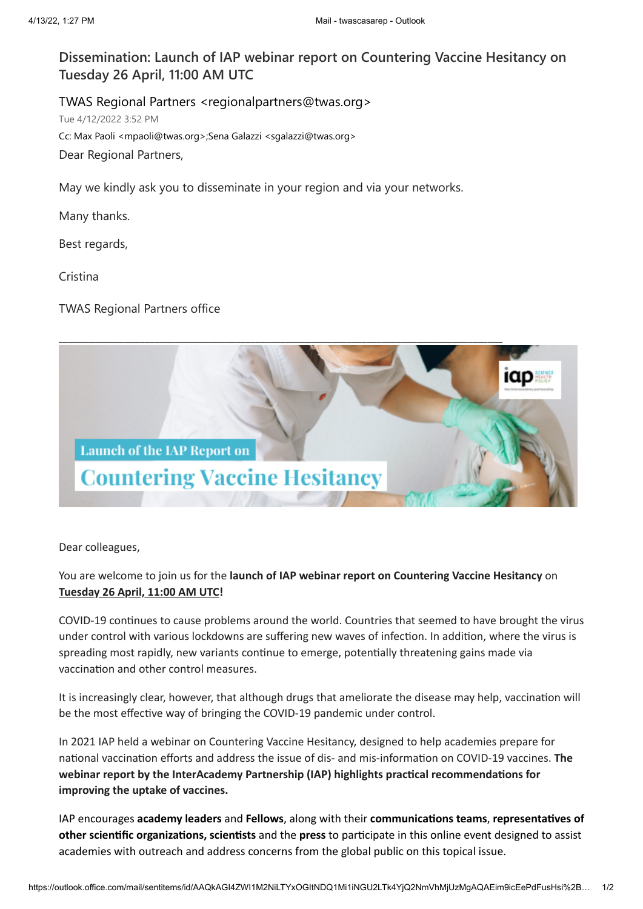# Dissemination: Launch of IAP webinar report on Countering Vaccine Hesitancy on Tuesday 26 April, 11:00 AM UTC

TWAS Regional Partners <regionalpartners@twas.org>

Tue 4/12/2022 3:52 PM

Cc: Max Paoli <mpaoli@twas.org>;Sena Galazzi <sgalazzi@twas.org>

Dear Regional Partners,

May we kindly ask you to disseminate in your region and via your networks.

Many thanks.

Best regards,

Cristina

TWAS Regional Partners office

---

Launch of the IAP Report on

Countering Vaccine Hesitancy

Dear colleagues,

You are welcome to join us for the **launch of IAP webinar report on Countering Vaccine Hesitancy** on **Tuesday 26 April, 11:00 AM UTC!**

COVID-19 continues to cause problems around the world. Countries that seemed to have brought the virus under control with various lockdowns are suffering new waves of infection. In addition, where the virus is spreading most rapidly, new variants continue to emerge, potentially threatening gains made via vaccination and other control measures.

It is increasingly clear, however, that although drugs that ameliorate the disease may help, vaccination will be the most effective way of bringing the COVID-19 pandemic under control.

In 2021 IAP held a webinar on Countering Vaccine Hesitancy, designed to help academies prepare for national vaccination efforts and address the issue of dis- and mis-information on COVID-19 vaccines. **The webinar report by the InterAcademy Partnership (IAP) highlights practical recommendations for improving the uptake of vaccines.**

IAP encourages **academy leaders** and **Fellows**, along with their **communications teams**, **representatives of other scientific organizations, scientists** and the **press** to participate in this online event designed to assist academies with outreach and address concerns from the global public on this topical issue.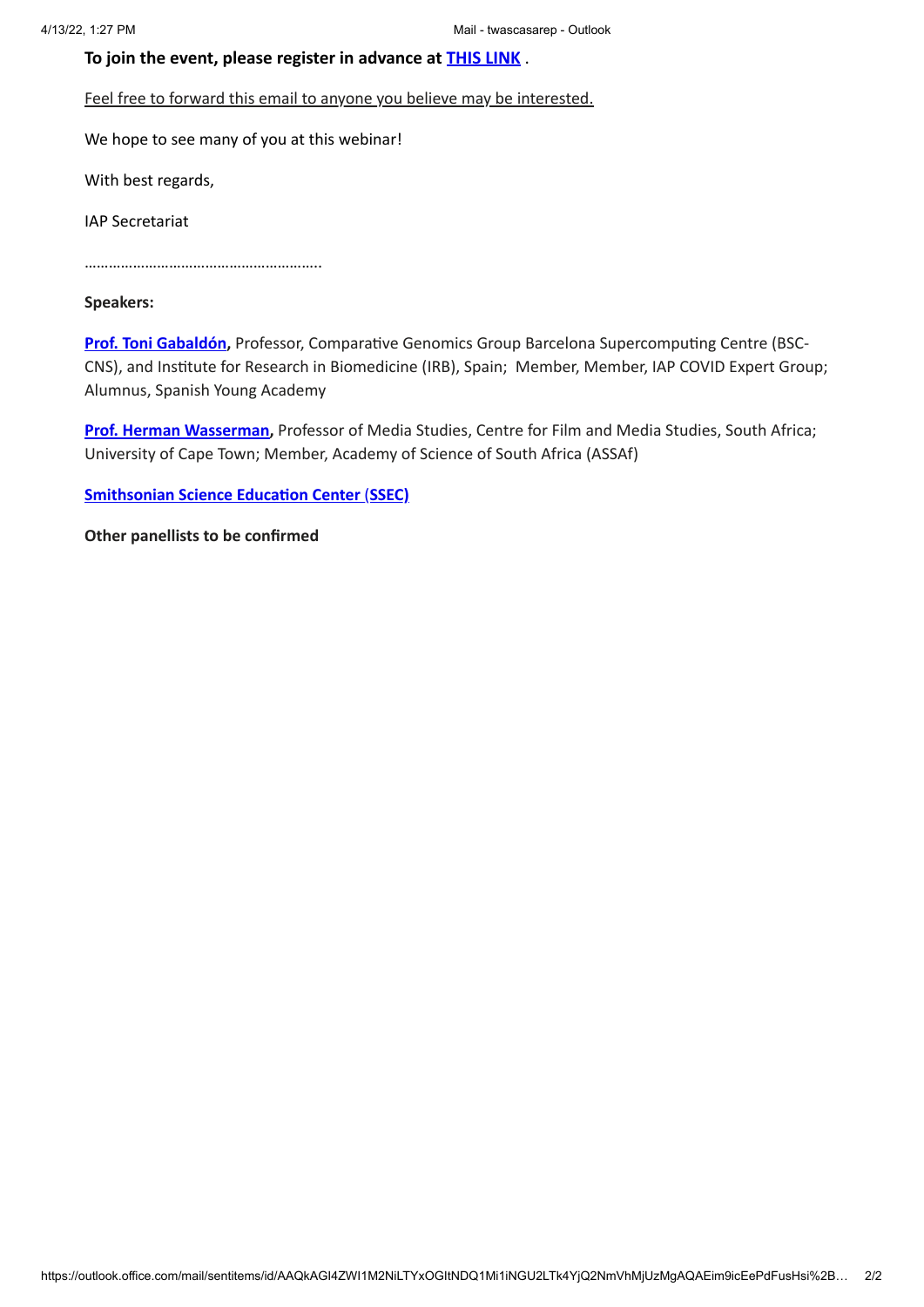**To join the event, please register in advance at THIS LINK .**

Feel free to forward this email to anyone you believe may be interested.

We hope to see many of you at this webinar!

With best regards,

IAP Secretariat

…………………………………………………..

**Speakers:**

**Prof. Toni Gabaldón,** Professor, Comparative Genomics Group Barcelona Supercomputing Centre (BSC-CNS), and Institute for Research in Biomedicine (IRB), Spain; Member, Member, IAP COVID Expert Group; Alumnus, Spanish Young Academy

**Prof. Herman Wasserman,** Professor of Media Studies, Centre for Film and Media Studies, South Africa; University of Cape Town; Member, Academy of Science of South Africa (ASSAf)

**Smithsonian Science Education Center (SSEC)**

**Other panellists to be confirmed**